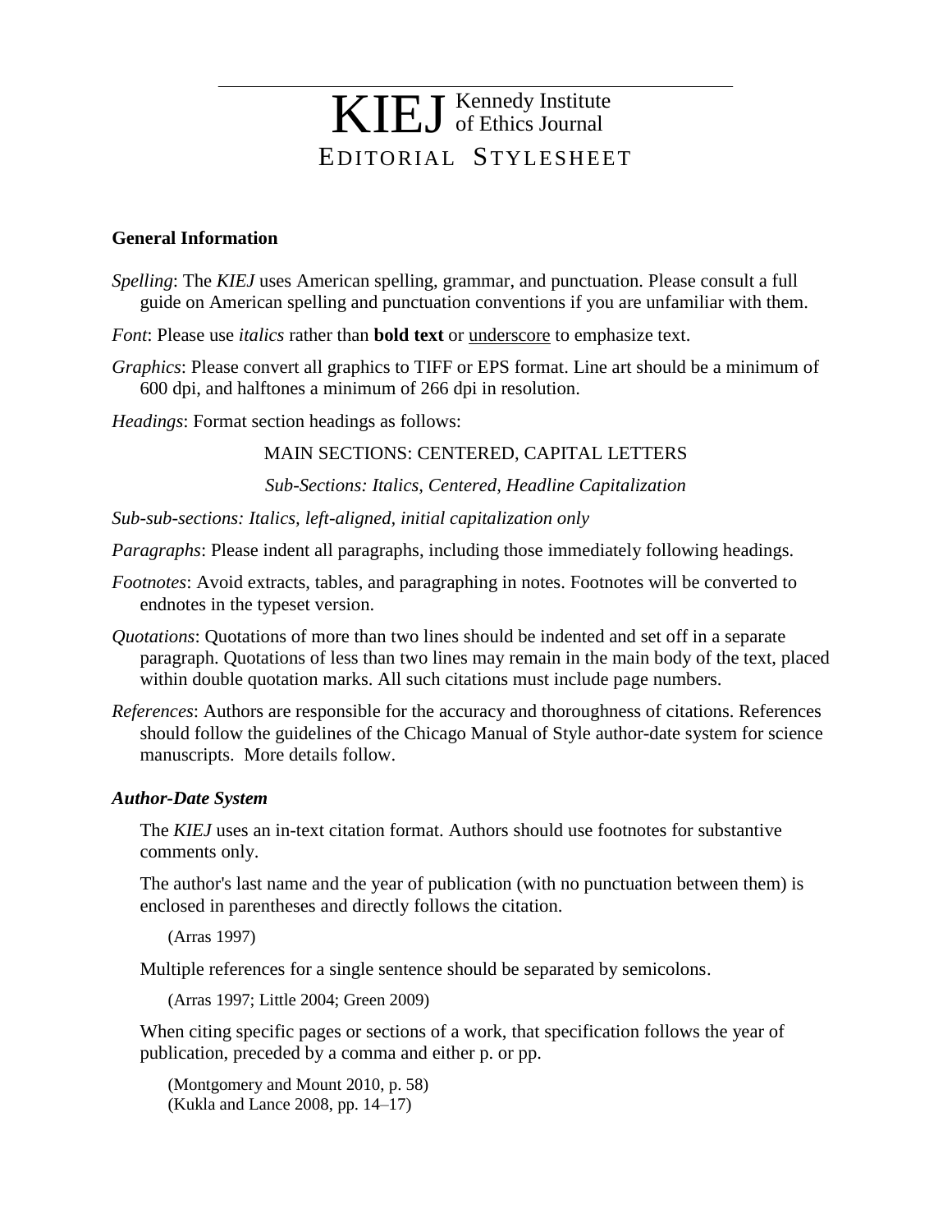# KIEJ Kennedy Institute of Ethics Journal

# EDITORIAL STYLESHEET

## General Information

*Spelling*: The *KIEJ* uses American spelling, grammar, and punctuation. Please consult a full guide on American spelling and punctuation conventions if you are unfamiliar with them.

*Font*: Please use *italics* rather than **bold text** or <u>underscore</u> to emphasize text.

*Graphics*: Please convert all graphics to TIFF or EPS format. Line art should be a minimum of 600 dpi, and halftones a minimum of 266 dpi in resolution.

*Headings*: Format section headings as follows:

MAIN SECTIONS: CENTERED, CAPITAL LETTERS

*Sub-Sections: Italics, Centered, Headline Capitalization*

*Sub-sub-sections: Italics, left-aligned, initial capitalization only*

*Paragraphs*: Please indent all paragraphs, including those immediately following headings.

*Footnotes*: Avoid extracts, tables, and paragraphing in notes. Footnotes will be converted to endnotes in the typeset version.

*Quotations*: Quotations of more than two lines should be indented and set off in a separate paragraph. Quotations of less than two lines may remain in the main body of the text, placed within double quotation marks. All such citations must include page numbers.

*References*: Authors are responsible for the accuracy and thoroughness of citations. References should follow the guidelines of the Chicago Manual of Style author-date system for science manuscripts. More details follow.

### *Author-Date System*

The *KIEJ* uses an in-text citation format. Authors should use footnotes for substantive comments only.

The author's last name and the year of publication (with no punctuation between them) is enclosed in parentheses and directly follows the citation.

(Arras 1997)

Multiple references for a single sentence should be separated by semicolons.

(Arras 1997; Little 2004; Green 2009)

When citing specific pages or sections of a work, that specification follows the year of publication, preceded by a comma and either p. or pp.

(Montgomery and Mount 2010, p. 58)
(Kukla and Lance 2008, pp. 14–17)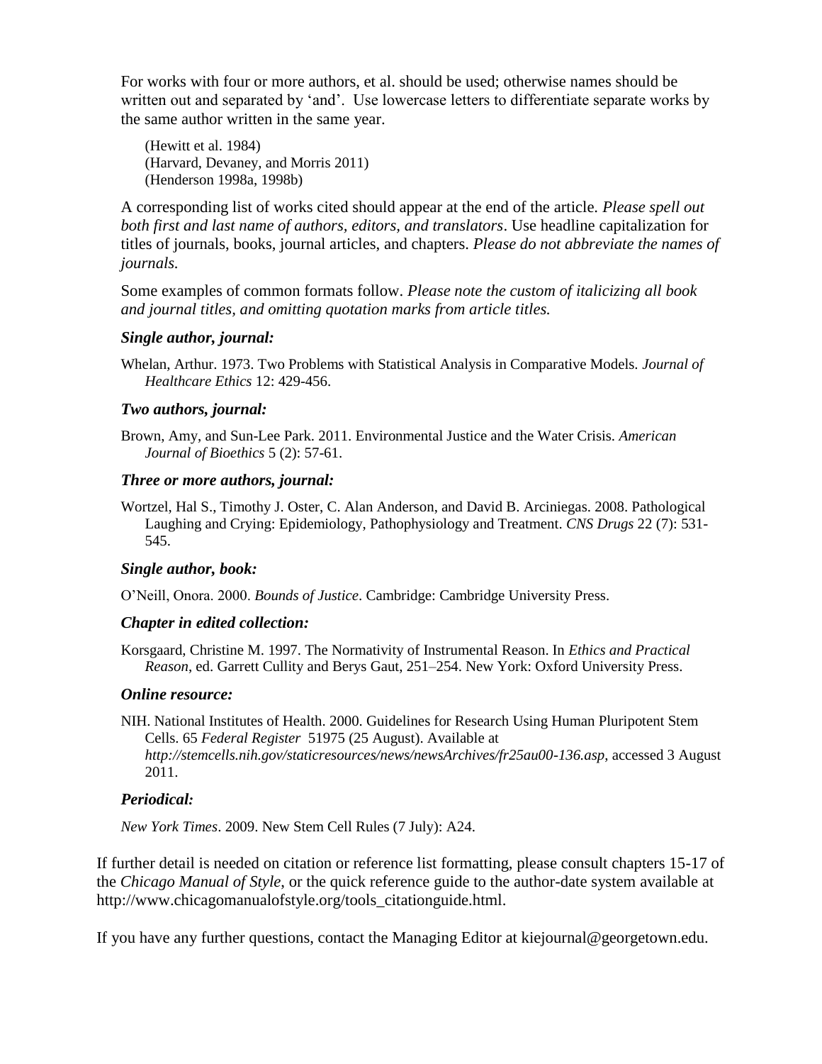For works with four or more authors, et al. should be used; otherwise names should be written out and separated by 'and'. Use lowercase letters to differentiate separate works by the same author written in the same year.

(Hewitt et al. 1984)
(Harvard, Devaney, and Morris 2011)
(Henderson 1998a, 1998b)

A corresponding list of works cited should appear at the end of the article. *Please spell out both first and last name of authors, editors, and translators*. Use headline capitalization for titles of journals, books, journal articles, and chapters. *Please do not abbreviate the names of journals.*

Some examples of common formats follow. *Please note the custom of italicizing all book and journal titles, and omitting quotation marks from article titles.*

***Single author, journal:***

Whelan, Arthur. 1973. Two Problems with Statistical Analysis in Comparative Models. *Journal of Healthcare Ethics* 12: 429-456.

***Two authors, journal:***

Brown, Amy, and Sun-Lee Park. 2011. Environmental Justice and the Water Crisis. *American Journal of Bioethics* 5 (2): 57-61.

***Three or more authors, journal:***

Wortzel, Hal S., Timothy J. Oster, C. Alan Anderson, and David B. Arciniegas. 2008. Pathological Laughing and Crying: Epidemiology, Pathophysiology and Treatment. *CNS Drugs* 22 (7): 531-545.

***Single author, book:***

O'Neill, Onora. 2000. *Bounds of Justice*. Cambridge: Cambridge University Press.

***Chapter in edited collection:***

Korsgaard, Christine M. 1997. The Normativity of Instrumental Reason. In *Ethics and Practical Reason*, ed. Garrett Cullity and Berys Gaut, 251–254. New York: Oxford University Press.

***Online resource:***

NIH. National Institutes of Health. 2000. Guidelines for Research Using Human Pluripotent Stem Cells. 65 *Federal Register* 51975 (25 August). Available at *http://stemcells.nih.gov/staticresources/news/newsArchives/fr25au00-136.asp*, accessed 3 August 2011.

***Periodical:***

*New York Times*. 2009. New Stem Cell Rules (7 July): A24.

If further detail is needed on citation or reference list formatting, please consult chapters 15-17 of the *Chicago Manual of Style*, or the quick reference guide to the author-date system available at http://www.chicagomanualofstyle.org/tools_citationguide.html.

If you have any further questions, contact the Managing Editor at kiejournal@georgetown.edu.